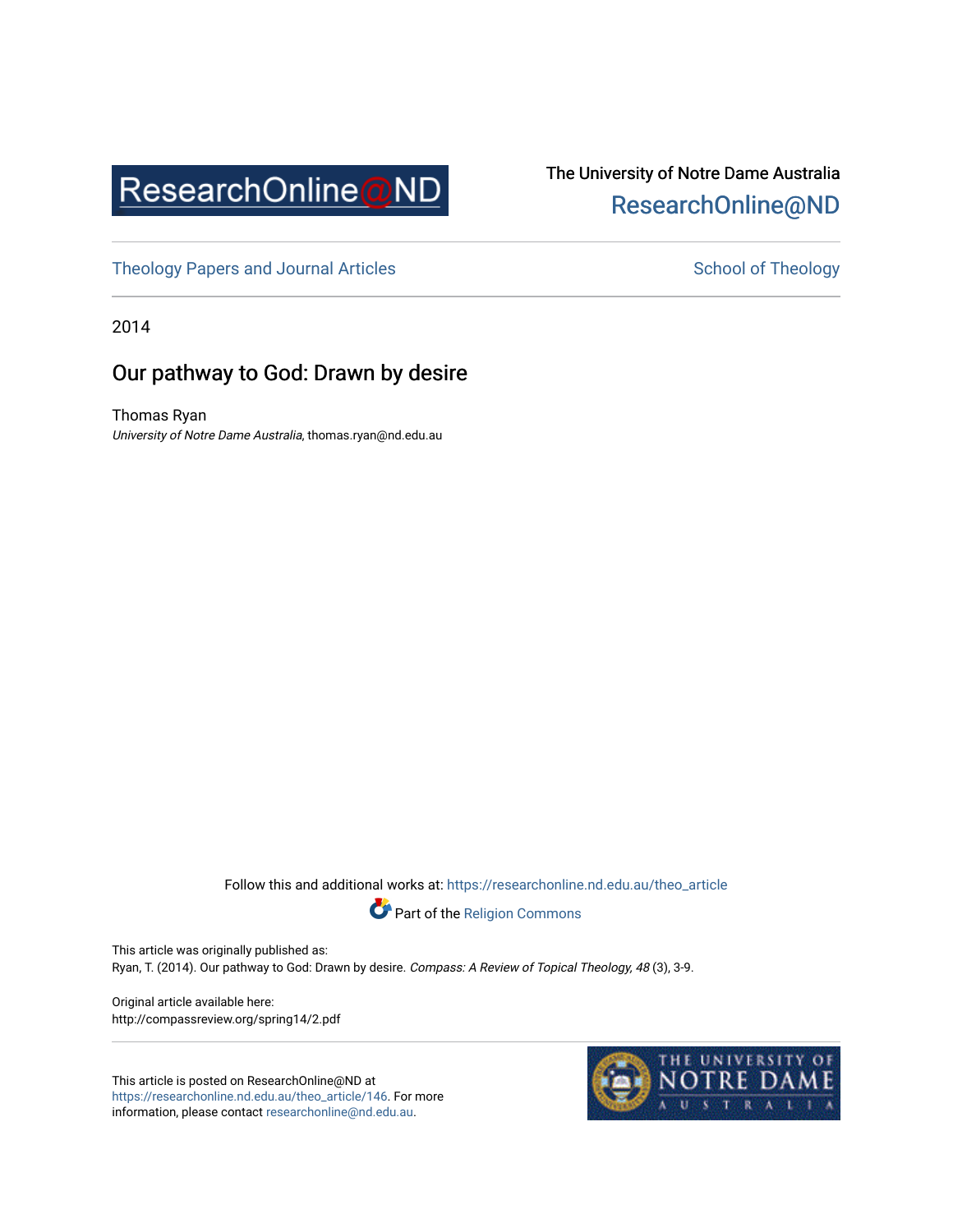ResearchOnline@ND

The University of Notre Dame Australia
ResearchOnline@ND

Theology Papers and Journal Articles

School of Theology

2014

# Our pathway to God: Drawn by desire

Thomas Ryan
*University of Notre Dame Australia*, thomas.ryan@nd.edu.au

Follow this and additional works at: https://researchonline.nd.edu.au/theo_article

Part of the Religion Commons

This article was originally published as:
Ryan, T. (2014). Our pathway to God: Drawn by desire. *Compass: A Review of Topical Theology, 48* (3), 3-9.

Original article available here:
http://compassreview.org/spring14/2.pdf

This article is posted on ResearchOnline@ND at https://researchonline.nd.edu.au/theo_article/146. For more information, please contact researchonline@nd.edu.au.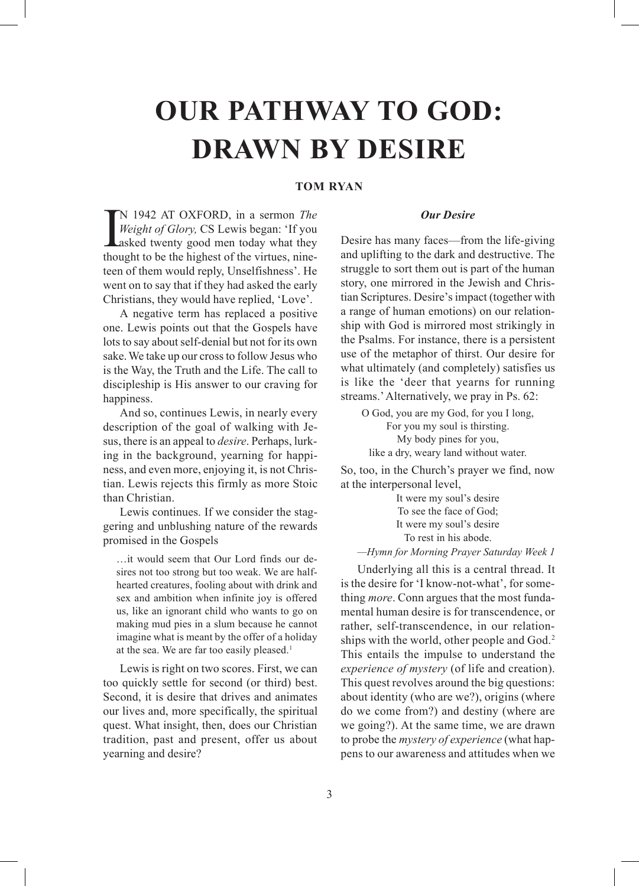# OUR PATHWAY TO GOD: DRAWN BY DESIRE

**TOM RYAN**

IN 1942 AT OXFORD, in a sermon *The Weight of Glory,* CS Lewis began: 'If you asked twenty good men today what they thought to be the highest of the virtues, nineteen of them would reply, Unselfishness'. He went on to say that if they had asked the early Christians, they would have replied, 'Love'.

A negative term has replaced a positive one. Lewis points out that the Gospels have lots to say about self-denial but not for its own sake. We take up our cross to follow Jesus who is the Way, the Truth and the Life. The call to discipleship is His answer to our craving for happiness.

And so, continues Lewis, in nearly every description of the goal of walking with Jesus, there is an appeal to *desire*. Perhaps, lurking in the background, yearning for happiness, and even more, enjoying it, is not Christian. Lewis rejects this firmly as more Stoic than Christian.

Lewis continues. If we consider the staggering and unblushing nature of the rewards promised in the Gospels

> …it would seem that Our Lord finds our desires not too strong but too weak. We are half-hearted creatures, fooling about with drink and sex and ambition when infinite joy is offered us, like an ignorant child who wants to go on making mud pies in a slum because he cannot imagine what is meant by the offer of a holiday at the sea. We are far too easily pleased.[1]

Lewis is right on two scores. First, we can too quickly settle for second (or third) best. Second, it is desire that drives and animates our lives and, more specifically, the spiritual quest. What insight, then, does our Christian tradition, past and present, offer us about yearning and desire?

### *Our Desire*

Desire has many faces—from the life-giving and uplifting to the dark and destructive. The struggle to sort them out is part of the human story, one mirrored in the Jewish and Christian Scriptures. Desire's impact (together with a range of human emotions) on our relationship with God is mirrored most strikingly in the Psalms. For instance, there is a persistent use of the metaphor of thirst. Our desire for what ultimately (and completely) satisfies us is like the 'deer that yearns for running streams.' Alternatively, we pray in Ps. 62:

> O God, you are my God, for you I long,
> For you my soul is thirsting.
> My body pines for you,
> like a dry, weary land without water.

So, too, in the Church's prayer we find, now at the interpersonal level,

> It were my soul's desire
> To see the face of God;
> It were my soul's desire
> To rest in his abode.
>
> —*Hymn for Morning Prayer Saturday Week 1*

Underlying all this is a central thread. It is the desire for 'I know-not-what', for something *more*. Conn argues that the most fundamental human desire is for transcendence, or rather, self-transcendence, in our relationships with the world, other people and God.[2] This entails the impulse to understand the *experience of mystery* (of life and creation). This quest revolves around the big questions: about identity (who are we?), origins (where do we come from?) and destiny (where are we going?). At the same time, we are drawn to probe the *mystery of experience* (what happens to our awareness and attitudes when we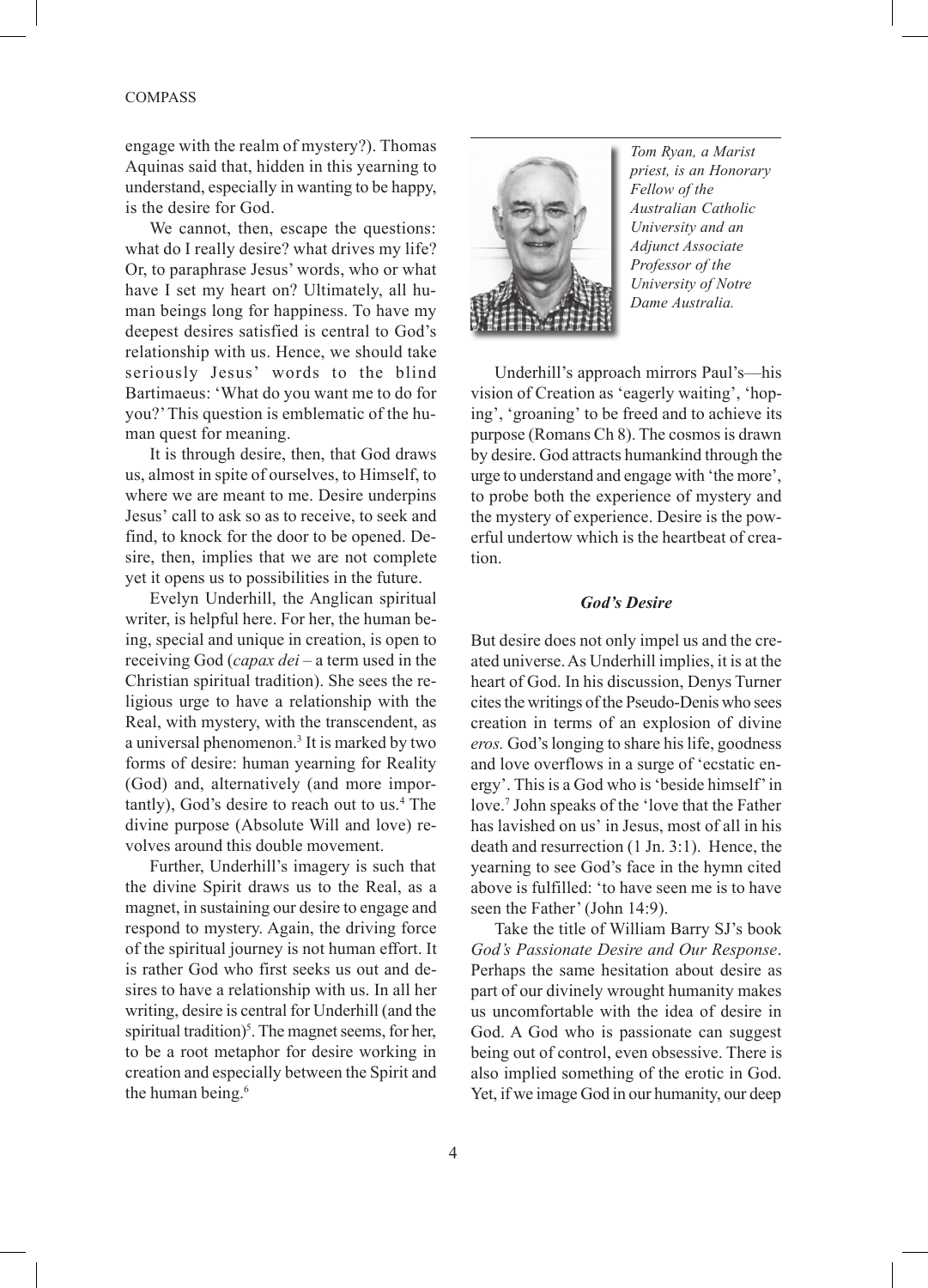engage with the realm of mystery?). Thomas Aquinas said that, hidden in this yearning to understand, especially in wanting to be happy, is the desire for God.

We cannot, then, escape the questions: what do I really desire? what drives my life? Or, to paraphrase Jesus' words, who or what have I set my heart on? Ultimately, all human beings long for happiness. To have my deepest desires satisfied is central to God's relationship with us. Hence, we should take seriously Jesus' words to the blind Bartimaeus: 'What do you want me to do for you?' This question is emblematic of the human quest for meaning.

It is through desire, then, that God draws us, almost in spite of ourselves, to Himself, to where we are meant to me. Desire underpins Jesus' call to ask so as to receive, to seek and find, to knock for the door to be opened. Desire, then, implies that we are not complete yet it opens us to possibilities in the future.

Evelyn Underhill, the Anglican spiritual writer, is helpful here. For her, the human being, special and unique in creation, is open to receiving God (*capax dei* – a term used in the Christian spiritual tradition). She sees the religious urge to have a relationship with the Real, with mystery, with the transcendent, as a universal phenomenon.[3] It is marked by two forms of desire: human yearning for Reality (God) and, alternatively (and more importantly), God's desire to reach out to us.[4] The divine purpose (Absolute Will and love) revolves around this double movement.

Further, Underhill's imagery is such that the divine Spirit draws us to the Real, as a magnet, in sustaining our desire to engage and respond to mystery. Again, the driving force of the spiritual journey is not human effort. It is rather God who first seeks us out and desires to have a relationship with us. In all her writing, desire is central for Underhill (and the spiritual tradition)[5]. The magnet seems, for her, to be a root metaphor for desire working in creation and especially between the Spirit and the human being.[6]

*Tom Ryan, a Marist priest, is an Honorary Fellow of the Australian Catholic University and an Adjunct Associate Professor of the University of Notre Dame Australia.*

Underhill's approach mirrors Paul's—his vision of Creation as 'eagerly waiting', 'hoping', 'groaning' to be freed and to achieve its purpose (Romans Ch 8). The cosmos is drawn by desire. God attracts humankind through the urge to understand and engage with 'the more', to probe both the experience of mystery and the mystery of experience. Desire is the powerful undertow which is the heartbeat of creation.

### *God's Desire*

But desire does not only impel us and the created universe. As Underhill implies, it is at the heart of God. In his discussion, Denys Turner cites the writings of the Pseudo-Denis who sees creation in terms of an explosion of divine *eros.* God's longing to share his life, goodness and love overflows in a surge of 'ecstatic energy'. This is a God who is 'beside himself' in love.[7] John speaks of the 'love that the Father has lavished on us' in Jesus, most of all in his death and resurrection (1 Jn. 3:1). Hence, the yearning to see God's face in the hymn cited above is fulfilled: 'to have seen me is to have seen the Father' (John 14:9).

Take the title of William Barry SJ's book *God's Passionate Desire and Our Response*. Perhaps the same hesitation about desire as part of our divinely wrought humanity makes us uncomfortable with the idea of desire in God. A God who is passionate can suggest being out of control, even obsessive. There is also implied something of the erotic in God. Yet, if we image God in our humanity, our deep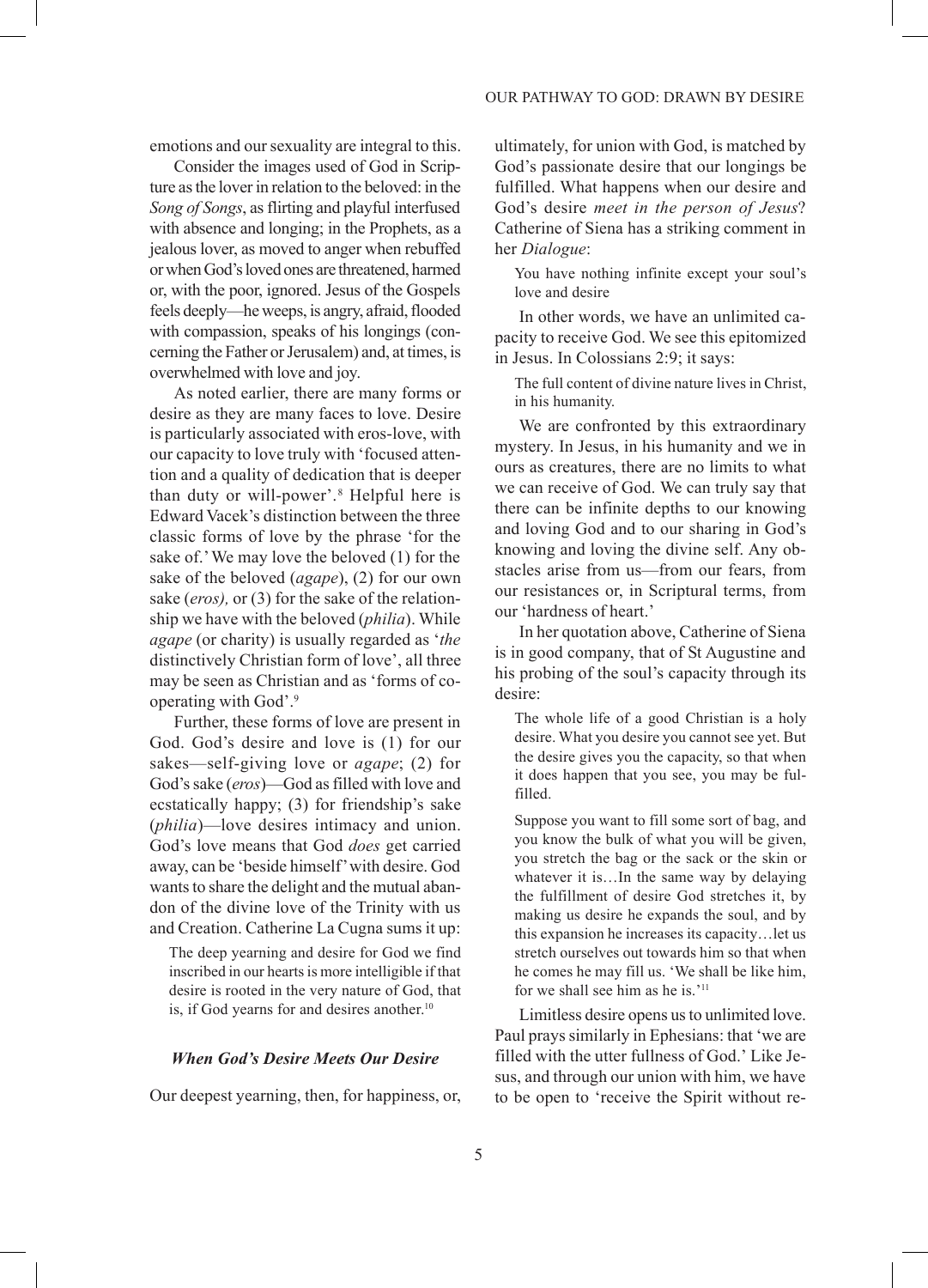emotions and our sexuality are integral to this.

Consider the images used of God in Scripture as the lover in relation to the beloved: in the *Song of Songs*, as flirting and playful interfused with absence and longing; in the Prophets, as a jealous lover, as moved to anger when rebuffed or when God's loved ones are threatened, harmed or, with the poor, ignored. Jesus of the Gospels feels deeply—he weeps, is angry, afraid, flooded with compassion, speaks of his longings (concerning the Father or Jerusalem) and, at times, is overwhelmed with love and joy.

As noted earlier, there are many forms or desire as they are many faces to love. Desire is particularly associated with eros-love, with our capacity to love truly with 'focused attention and a quality of dedication that is deeper than duty or will-power'.[8] Helpful here is Edward Vacek's distinction between the three classic forms of love by the phrase 'for the sake of.' We may love the beloved (1) for the sake of the beloved (*agape*), (2) for our own sake (*eros),* or (3) for the sake of the relationship we have with the beloved (*philia*). While *agape* (or charity) is usually regarded as '*the* distinctively Christian form of love', all three may be seen as Christian and as 'forms of co-operating with God'.[9]

Further, these forms of love are present in God. God's desire and love is (1) for our sakes—self-giving love or *agape*; (2) for God's sake (*eros*)—God as filled with love and ecstatically happy; (3) for friendship's sake (*philia*)—love desires intimacy and union. God's love means that God *does* get carried away, can be 'beside himself' with desire. God wants to share the delight and the mutual abandon of the divine love of the Trinity with us and Creation. Catherine La Cugna sums it up:

> The deep yearning and desire for God we find inscribed in our hearts is more intelligible if that desire is rooted in the very nature of God, that is, if God yearns for and desires another.[10]

### *When God's Desire Meets Our Desire*

Our deepest yearning, then, for happiness, or, ultimately, for union with God, is matched by God's passionate desire that our longings be fulfilled. What happens when our desire and God's desire *meet in the person of Jesus*? Catherine of Siena has a striking comment in her *Dialogue*:

> You have nothing infinite except your soul's love and desire

In other words, we have an unlimited capacity to receive God. We see this epitomized in Jesus. In Colossians 2:9; it says:

> The full content of divine nature lives in Christ, in his humanity.

We are confronted by this extraordinary mystery. In Jesus, in his humanity and we in ours as creatures, there are no limits to what we can receive of God. We can truly say that there can be infinite depths to our knowing and loving God and to our sharing in God's knowing and loving the divine self. Any obstacles arise from us—from our fears, from our resistances or, in Scriptural terms, from our 'hardness of heart.'

In her quotation above, Catherine of Siena is in good company, that of St Augustine and his probing of the soul's capacity through its desire:

> The whole life of a good Christian is a holy desire. What you desire you cannot see yet. But the desire gives you the capacity, so that when it does happen that you see, you may be fulfilled.
>
> Suppose you want to fill some sort of bag, and you know the bulk of what you will be given, you stretch the bag or the sack or the skin or whatever it is…In the same way by delaying the fulfillment of desire God stretches it, by making us desire he expands the soul, and by this expansion he increases its capacity…let us stretch ourselves out towards him so that when he comes he may fill us. 'We shall be like him, for we shall see him as he is.'[11]

Limitless desire opens us to unlimited love. Paul prays similarly in Ephesians: that 'we are filled with the utter fullness of God.' Like Jesus, and through our union with him, we have to be open to 'receive the Spirit without re-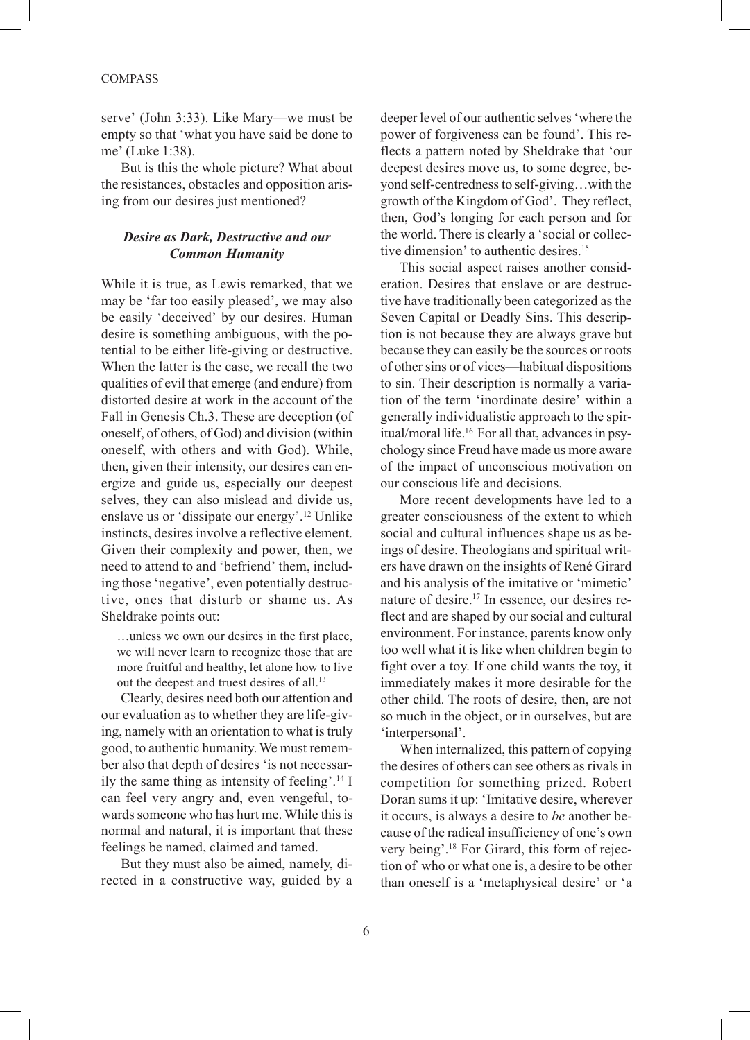serve' (John 3:33). Like Mary—we must be empty so that 'what you have said be done to me' (Luke 1:38).

But is this the whole picture? What about the resistances, obstacles and opposition arising from our desires just mentioned?

### *Desire as Dark, Destructive and our Common Humanity*

While it is true, as Lewis remarked, that we may be 'far too easily pleased', we may also be easily 'deceived' by our desires. Human desire is something ambiguous, with the potential to be either life-giving or destructive. When the latter is the case, we recall the two qualities of evil that emerge (and endure) from distorted desire at work in the account of the Fall in Genesis Ch.3. These are deception (of oneself, of others, of God) and division (within oneself, with others and with God). While, then, given their intensity, our desires can energize and guide us, especially our deepest selves, they can also mislead and divide us, enslave us or 'dissipate our energy'.[12] Unlike instincts, desires involve a reflective element. Given their complexity and power, then, we need to attend to and 'befriend' them, including those 'negative', even potentially destructive, ones that disturb or shame us. As Sheldrake points out:

> …unless we own our desires in the first place, we will never learn to recognize those that are more fruitful and healthy, let alone how to live out the deepest and truest desires of all.[13]

Clearly, desires need both our attention and our evaluation as to whether they are life-giving, namely with an orientation to what is truly good, to authentic humanity. We must remember also that depth of desires 'is not necessarily the same thing as intensity of feeling'.[14] I can feel very angry and, even vengeful, towards someone who has hurt me. While this is normal and natural, it is important that these feelings be named, claimed and tamed.

But they must also be aimed, namely, directed in a constructive way, guided by a deeper level of our authentic selves 'where the power of forgiveness can be found'. This reflects a pattern noted by Sheldrake that 'our deepest desires move us, to some degree, beyond self-centredness to self-giving…with the growth of the Kingdom of God'. They reflect, then, God's longing for each person and for the world. There is clearly a 'social or collective dimension' to authentic desires.[15]

This social aspect raises another consideration. Desires that enslave or are destructive have traditionally been categorized as the Seven Capital or Deadly Sins. This description is not because they are always grave but because they can easily be the sources or roots of other sins or of vices—habitual dispositions to sin. Their description is normally a variation of the term 'inordinate desire' within a generally individualistic approach to the spiritual/moral life.[16] For all that, advances in psychology since Freud have made us more aware of the impact of unconscious motivation on our conscious life and decisions.

More recent developments have led to a greater consciousness of the extent to which social and cultural influences shape us as beings of desire. Theologians and spiritual writers have drawn on the insights of René Girard and his analysis of the imitative or 'mimetic' nature of desire.[17] In essence, our desires reflect and are shaped by our social and cultural environment. For instance, parents know only too well what it is like when children begin to fight over a toy. If one child wants the toy, it immediately makes it more desirable for the other child. The roots of desire, then, are not so much in the object, or in ourselves, but are 'interpersonal'.

When internalized, this pattern of copying the desires of others can see others as rivals in competition for something prized. Robert Doran sums it up: 'Imitative desire, wherever it occurs, is always a desire to *be* another because of the radical insufficiency of one's own very being'.[18] For Girard, this form of rejection of who or what one is, a desire to be other than oneself is a 'metaphysical desire' or 'a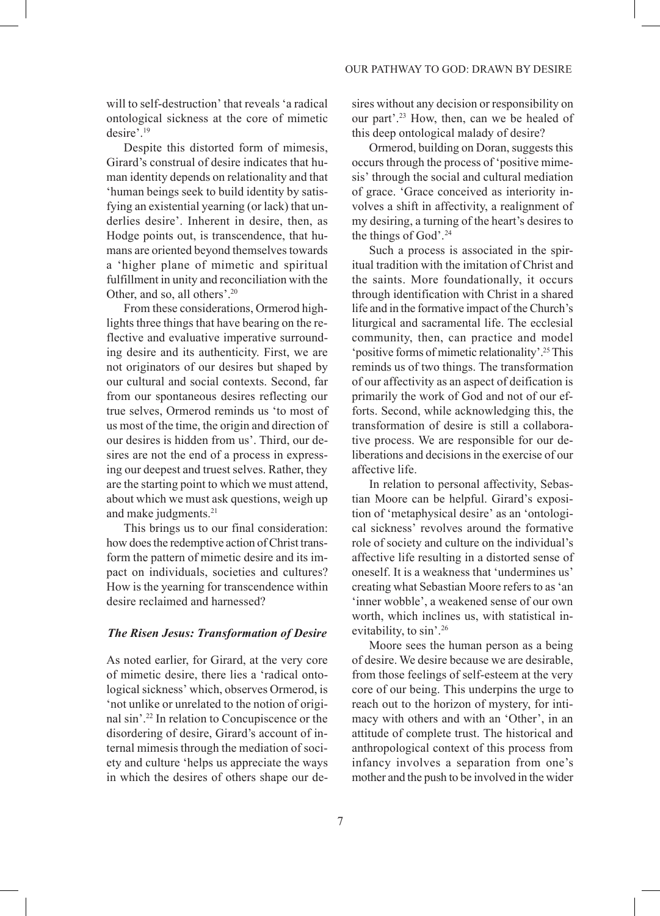will to self-destruction' that reveals 'a radical ontological sickness at the core of mimetic desire'.[19]

Despite this distorted form of mimesis, Girard's construal of desire indicates that human identity depends on relationality and that 'human beings seek to build identity by satisfying an existential yearning (or lack) that underlies desire'. Inherent in desire, then, as Hodge points out, is transcendence, that humans are oriented beyond themselves towards a 'higher plane of mimetic and spiritual fulfillment in unity and reconciliation with the Other, and so, all others'.[20]

From these considerations, Ormerod highlights three things that have bearing on the reflective and evaluative imperative surrounding desire and its authenticity. First, we are not originators of our desires but shaped by our cultural and social contexts. Second, far from our spontaneous desires reflecting our true selves, Ormerod reminds us 'to most of us most of the time, the origin and direction of our desires is hidden from us'. Third, our desires are not the end of a process in expressing our deepest and truest selves. Rather, they are the starting point to which we must attend, about which we must ask questions, weigh up and make judgments.[21]

This brings us to our final consideration: how does the redemptive action of Christ transform the pattern of mimetic desire and its impact on individuals, societies and cultures? How is the yearning for transcendence within desire reclaimed and harnessed?

### *The Risen Jesus: Transformation of Desire*

As noted earlier, for Girard, at the very core of mimetic desire, there lies a 'radical ontological sickness' which, observes Ormerod, is 'not unlike or unrelated to the notion of original sin'.[22] In relation to Concupiscence or the disordering of desire, Girard's account of internal mimesis through the mediation of society and culture 'helps us appreciate the ways in which the desires of others shape our desires without any decision or responsibility on our part'.[23] How, then, can we be healed of this deep ontological malady of desire?

Ormerod, building on Doran, suggests this occurs through the process of 'positive mimesis' through the social and cultural mediation of grace. 'Grace conceived as interiority involves a shift in affectivity, a realignment of my desiring, a turning of the heart's desires to the things of God'.[24]

Such a process is associated in the spiritual tradition with the imitation of Christ and the saints. More foundationally, it occurs through identification with Christ in a shared life and in the formative impact of the Church's liturgical and sacramental life. The ecclesial community, then, can practice and model 'positive forms of mimetic relationality'.[25] This reminds us of two things. The transformation of our affectivity as an aspect of deification is primarily the work of God and not of our efforts. Second, while acknowledging this, the transformation of desire is still a collaborative process. We are responsible for our deliberations and decisions in the exercise of our affective life.

In relation to personal affectivity, Sebastian Moore can be helpful. Girard's exposition of 'metaphysical desire' as an 'ontological sickness' revolves around the formative role of society and culture on the individual's affective life resulting in a distorted sense of oneself. It is a weakness that 'undermines us' creating what Sebastian Moore refers to as 'an 'inner wobble', a weakened sense of our own worth, which inclines us, with statistical inevitability, to sin'.[26]

Moore sees the human person as a being of desire. We desire because we are desirable, from those feelings of self-esteem at the very core of our being. This underpins the urge to reach out to the horizon of mystery, for intimacy with others and with an 'Other', in an attitude of complete trust. The historical and anthropological context of this process from infancy involves a separation from one's mother and the push to be involved in the wider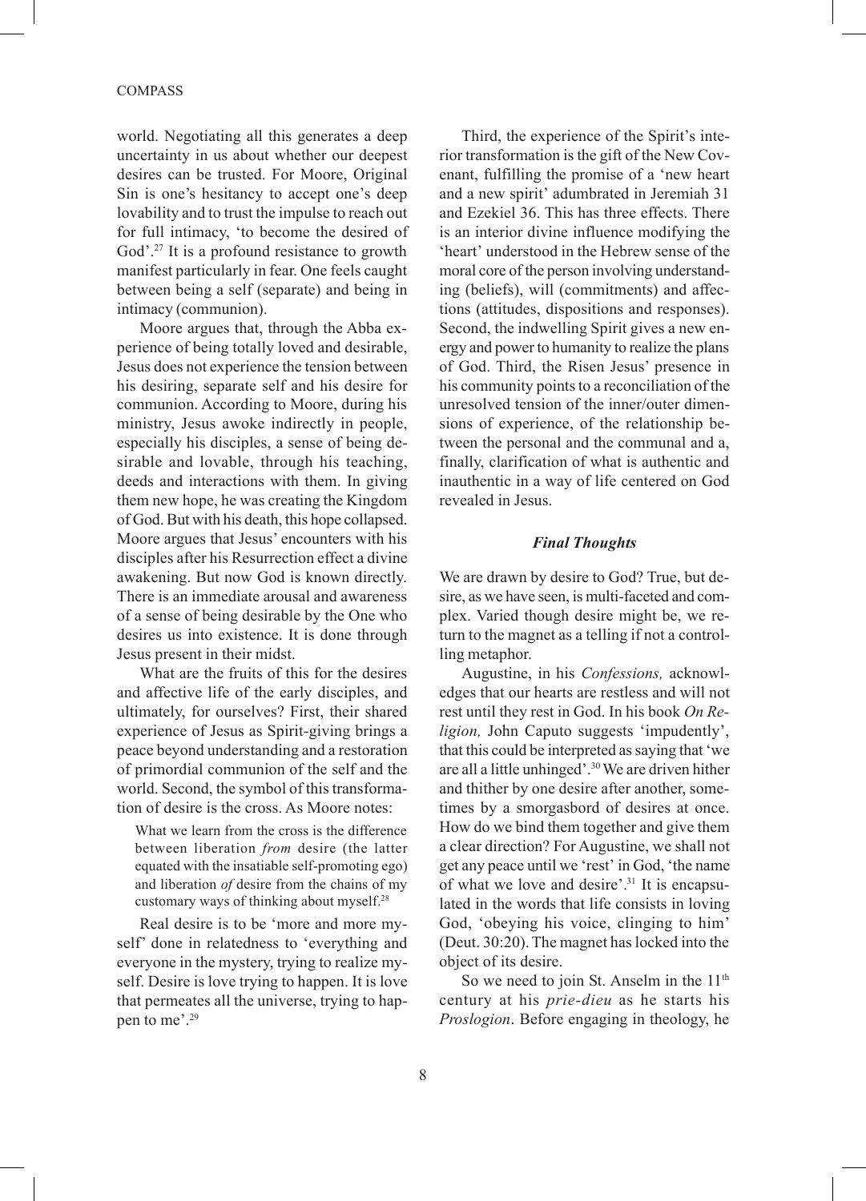world. Negotiating all this generates a deep uncertainty in us about whether our deepest desires can be trusted. For Moore, Original Sin is one's hesitancy to accept one's deep lovability and to trust the impulse to reach out for full intimacy, 'to become the desired of God'.[27] It is a profound resistance to growth manifest particularly in fear. One feels caught between being a self (separate) and being in intimacy (communion).

Moore argues that, through the Abba experience of being totally loved and desirable, Jesus does not experience the tension between his desiring, separate self and his desire for communion. According to Moore, during his ministry, Jesus awoke indirectly in people, especially his disciples, a sense of being desirable and lovable, through his teaching, deeds and interactions with them. In giving them new hope, he was creating the Kingdom of God. But with his death, this hope collapsed. Moore argues that Jesus' encounters with his disciples after his Resurrection effect a divine awakening. But now God is known directly. There is an immediate arousal and awareness of a sense of being desirable by the One who desires us into existence. It is done through Jesus present in their midst.

What are the fruits of this for the desires and affective life of the early disciples, and ultimately, for ourselves? First, their shared experience of Jesus as Spirit-giving brings a peace beyond understanding and a restoration of primordial communion of the self and the world. Second, the symbol of this transformation of desire is the cross. As Moore notes:

> What we learn from the cross is the difference between liberation *from* desire (the latter equated with the insatiable self-promoting ego) and liberation *of* desire from the chains of my customary ways of thinking about myself.[28]

Real desire is to be 'more and more myself' done in relatedness to 'everything and everyone in the mystery, trying to realize myself. Desire is love trying to happen. It is love that permeates all the universe, trying to happen to me'.[29]

Third, the experience of the Spirit's interior transformation is the gift of the New Covenant, fulfilling the promise of a 'new heart and a new spirit' adumbrated in Jeremiah 31 and Ezekiel 36. This has three effects. There is an interior divine influence modifying the 'heart' understood in the Hebrew sense of the moral core of the person involving understanding (beliefs), will (commitments) and affections (attitudes, dispositions and responses). Second, the indwelling Spirit gives a new energy and power to humanity to realize the plans of God. Third, the Risen Jesus' presence in his community points to a reconciliation of the unresolved tension of the inner/outer dimensions of experience, of the relationship between the personal and the communal and a, finally, clarification of what is authentic and inauthentic in a way of life centered on God revealed in Jesus.

### *Final Thoughts*

We are drawn by desire to God? True, but desire, as we have seen, is multi-faceted and complex. Varied though desire might be, we return to the magnet as a telling if not a controlling metaphor.

Augustine, in his *Confessions,* acknowledges that our hearts are restless and will not rest until they rest in God. In his book *On Religion,* John Caputo suggests 'impudently', that this could be interpreted as saying that 'we are all a little unhinged'.[30] We are driven hither and thither by one desire after another, sometimes by a smorgasbord of desires at once. How do we bind them together and give them a clear direction? For Augustine, we shall not get any peace until we 'rest' in God, 'the name of what we love and desire'.[31] It is encapsulated in the words that life consists in loving God, 'obeying his voice, clinging to him' (Deut. 30:20). The magnet has locked into the object of its desire.

So we need to join St. Anselm in the 11th century at his *prie-dieu* as he starts his *Proslogion*. Before engaging in theology, he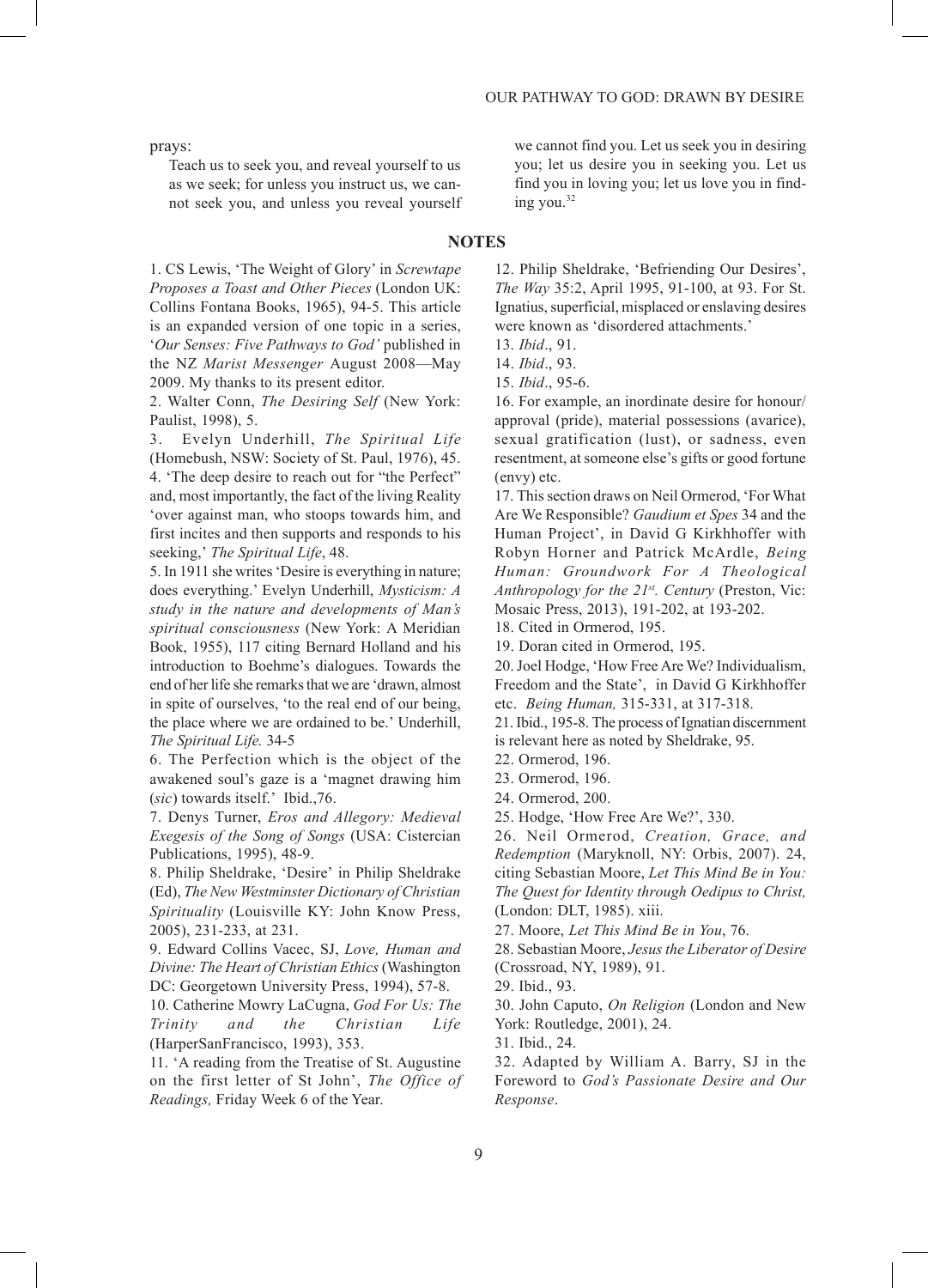prays:

> Teach us to seek you, and reveal yourself to us as we seek; for unless you instruct us, we cannot seek you, and unless you reveal yourself we cannot find you. Let us seek you in desiring you; let us desire you in seeking you. Let us find you in loving you; let us love you in finding you.[32]

## NOTES

1. CS Lewis, 'The Weight of Glory' in *Screwtape Proposes a Toast and Other Pieces* (London UK: Collins Fontana Books, 1965), 94-5. This article is an expanded version of one topic in a series, '*Our Senses: Five Pathways to God'* published in the NZ *Marist Messenger* August 2008—May 2009. My thanks to its present editor.

2. Walter Conn, *The Desiring Self* (New York: Paulist, 1998), 5.

3. Evelyn Underhill, *The Spiritual Life* (Homebush, NSW: Society of St. Paul, 1976), 45.

4. 'The deep desire to reach out for "the Perfect" and, most importantly, the fact of the living Reality 'over against man, who stoops towards him, and first incites and then supports and responds to his seeking,' *The Spiritual Life*, 48.

5. In 1911 she writes 'Desire is everything in nature; does everything.' Evelyn Underhill, *Mysticism: A study in the nature and developments of Man's spiritual consciousness* (New York: A Meridian Book, 1955), 117 citing Bernard Holland and his introduction to Boehme's dialogues. Towards the end of her life she remarks that we are 'drawn, almost in spite of ourselves, 'to the real end of our being, the place where we are ordained to be.' Underhill, *The Spiritual Life.* 34-5

6. The Perfection which is the object of the awakened soul's gaze is a 'magnet drawing him (*sic*) towards itself.' Ibid.,76.

7. Denys Turner, *Eros and Allegory: Medieval Exegesis of the Song of Songs* (USA: Cistercian Publications, 1995), 48-9.

8. Philip Sheldrake, 'Desire' in Philip Sheldrake (Ed), *The New Westminster Dictionary of Christian Spirituality* (Louisville KY: John Know Press, 2005), 231-233, at 231.

9. Edward Collins Vacec, SJ, *Love, Human and Divine: The Heart of Christian Ethics* (Washington DC: Georgetown University Press, 1994), 57-8.

10. Catherine Mowry LaCugna, *God For Us: The Trinity and the Christian Life* (HarperSanFrancisco, 1993), 353.

11. 'A reading from the Treatise of St. Augustine on the first letter of St John', *The Office of Readings,* Friday Week 6 of the Year.

12. Philip Sheldrake, 'Befriending Our Desires', *The Way* 35:2, April 1995, 91-100, at 93. For St. Ignatius, superficial, misplaced or enslaving desires were known as 'disordered attachments.'

13. *Ibid*., 91.

14. *Ibid*., 93.

15. *Ibid*., 95-6.

16. For example, an inordinate desire for honour/approval (pride), material possessions (avarice), sexual gratification (lust), or sadness, even resentment, at someone else's gifts or good fortune (envy) etc.

17. This section draws on Neil Ormerod, 'For What Are We Responsible? *Gaudium et Spes* 34 and the Human Project', in David G Kirkhhoffer with Robyn Horner and Patrick McArdle, *Being Human: Groundwork For A Theological Anthropology for the 21st. Century* (Preston, Vic: Mosaic Press, 2013), 191-202, at 193-202.

18. Cited in Ormerod, 195.

19. Doran cited in Ormerod, 195.

20. Joel Hodge, 'How Free Are We? Individualism, Freedom and the State', in David G Kirkhhoffer etc. *Being Human,* 315-331, at 317-318.

21. Ibid., 195-8. The process of Ignatian discernment is relevant here as noted by Sheldrake, 95.

22. Ormerod, 196.

23. Ormerod, 196.

24. Ormerod, 200.

25. Hodge, 'How Free Are We?', 330.

26. Neil Ormerod, *Creation, Grace, and Redemption* (Maryknoll, NY: Orbis, 2007). 24, citing Sebastian Moore, *Let This Mind Be in You: The Quest for Identity through Oedipus to Christ,* (London: DLT, 1985). xiii.

27. Moore, *Let This Mind Be in You*, 76.

28. Sebastian Moore, *Jesus the Liberator of Desire* (Crossroad, NY, 1989), 91.

29. Ibid., 93.

30. John Caputo, *On Religion* (London and New York: Routledge, 2001), 24.

31. Ibid., 24.

32. Adapted by William A. Barry, SJ in the Foreword to *God's Passionate Desire and Our Response*.